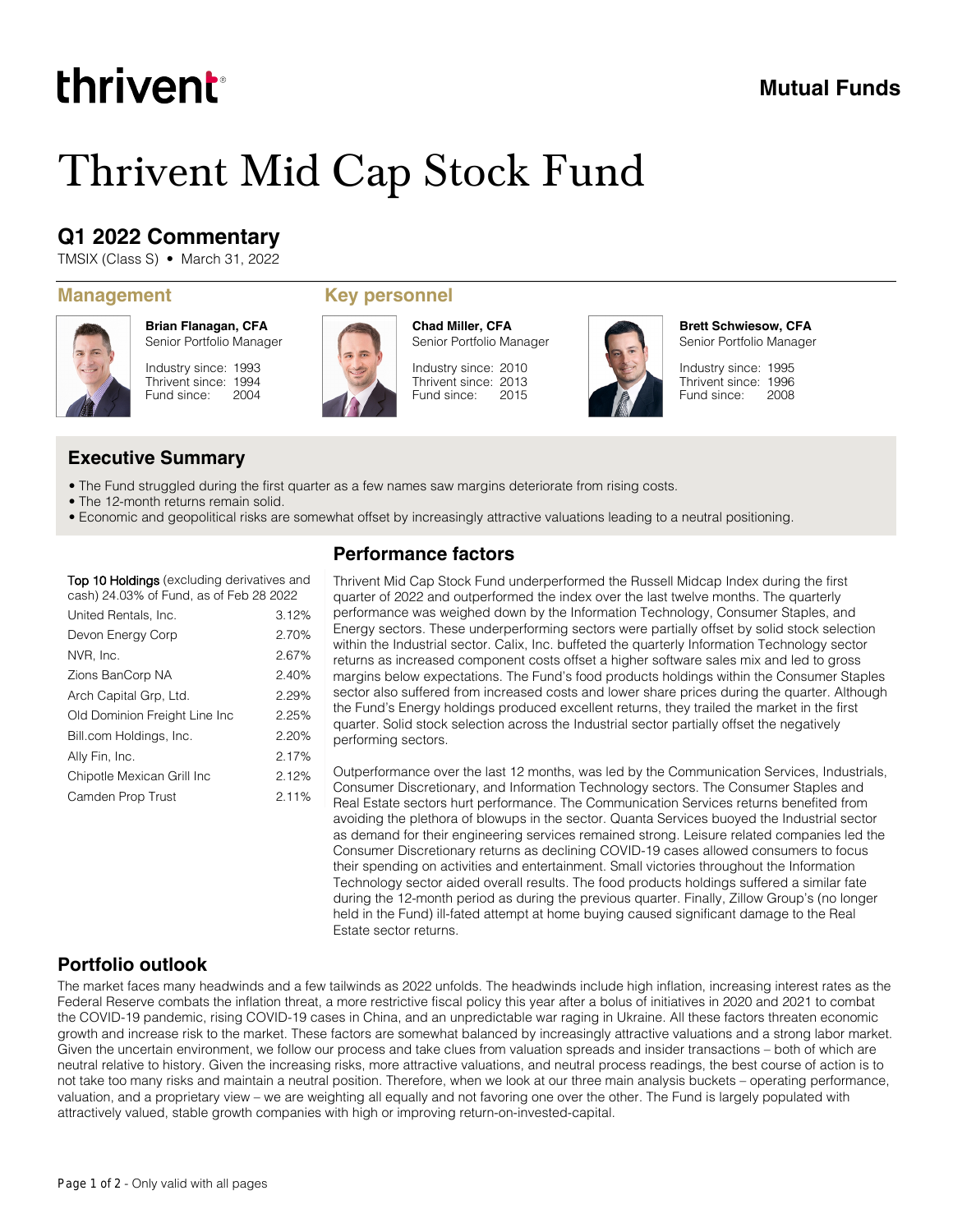thrivent

**Mutual Funds**

# Thrivent Mid Cap Stock Fund

## Q1 2022 Commentary

TMSIX (Class S) • March 31, 2022

### Management

### Key personnel

**Brian Flanagan, CFA**
Senior Portfolio Manager

Industry since: 1993
Thrivent since: 1994
Fund since: 2004

**Chad Miller, CFA**
Senior Portfolio Manager

Industry since: 2010
Thrivent since: 2013
Fund since: 2015

**Brett Schwiesow, CFA**
Senior Portfolio Manager

Industry since: 1995
Thrivent since: 1996
Fund since: 2008

### Executive Summary

- The Fund struggled during the first quarter as a few names saw margins deteriorate from rising costs.
- The 12-month returns remain solid.
- Economic and geopolitical risks are somewhat offset by increasingly attractive valuations leading to a neutral positioning.

**Top 10 Holdings** (excluding derivatives and cash) 24.03% of Fund, as of Feb 28 2022

| Holding | % |
|---|---|
| United Rentals, Inc. | 3.12% |
| Devon Energy Corp | 2.70% |
| NVR, Inc. | 2.67% |
| Zions BanCorp NA | 2.40% |
| Arch Capital Grp, Ltd. | 2.29% |
| Old Dominion Freight Line Inc | 2.25% |
| Bill.com Holdings, Inc. | 2.20% |
| Ally Fin, Inc. | 2.17% |
| Chipotle Mexican Grill Inc | 2.12% |
| Camden Prop Trust | 2.11% |

### Performance factors

Thrivent Mid Cap Stock Fund underperformed the Russell Midcap Index during the first quarter of 2022 and outperformed the index over the last twelve months. The quarterly performance was weighed down by the Information Technology, Consumer Staples, and Energy sectors. These underperforming sectors were partially offset by solid stock selection within the Industrial sector. Calix, Inc. buffeted the quarterly Information Technology sector returns as increased component costs offset a higher software sales mix and led to gross margins below expectations. The Fund's food products holdings within the Consumer Staples sector also suffered from increased costs and lower share prices during the quarter. Although the Fund's Energy holdings produced excellent returns, they trailed the market in the first quarter. Solid stock selection across the Industrial sector partially offset the negatively performing sectors.

Outperformance over the last 12 months, was led by the Communication Services, Industrials, Consumer Discretionary, and Information Technology sectors. The Consumer Staples and Real Estate sectors hurt performance. The Communication Services returns benefited from avoiding the plethora of blowups in the sector. Quanta Services buoyed the Industrial sector as demand for their engineering services remained strong. Leisure related companies led the Consumer Discretionary returns as declining COVID-19 cases allowed consumers to focus their spending on activities and entertainment. Small victories throughout the Information Technology sector aided overall results. The food products holdings suffered a similar fate during the 12-month period as during the previous quarter. Finally, Zillow Group's (no longer held in the Fund) ill-fated attempt at home buying caused significant damage to the Real Estate sector returns.

### Portfolio outlook

The market faces many headwinds and a few tailwinds as 2022 unfolds. The headwinds include high inflation, increasing interest rates as the Federal Reserve combats the inflation threat, a more restrictive fiscal policy this year after a bolus of initiatives in 2020 and 2021 to combat the COVID-19 pandemic, rising COVID-19 cases in China, and an unpredictable war raging in Ukraine. All these factors threaten economic growth and increase risk to the market. These factors are somewhat balanced by increasingly attractive valuations and a strong labor market. Given the uncertain environment, we follow our process and take clues from valuation spreads and insider transactions – both of which are neutral relative to history. Given the increasing risks, more attractive valuations, and neutral process readings, the best course of action is to not take too many risks and maintain a neutral position. Therefore, when we look at our three main analysis buckets – operating performance, valuation, and a proprietary view – we are weighting all equally and not favoring one over the other. The Fund is largely populated with attractively valued, stable growth companies with high or improving return-on-invested-capital.

Page 1 of 2 - Only valid with all pages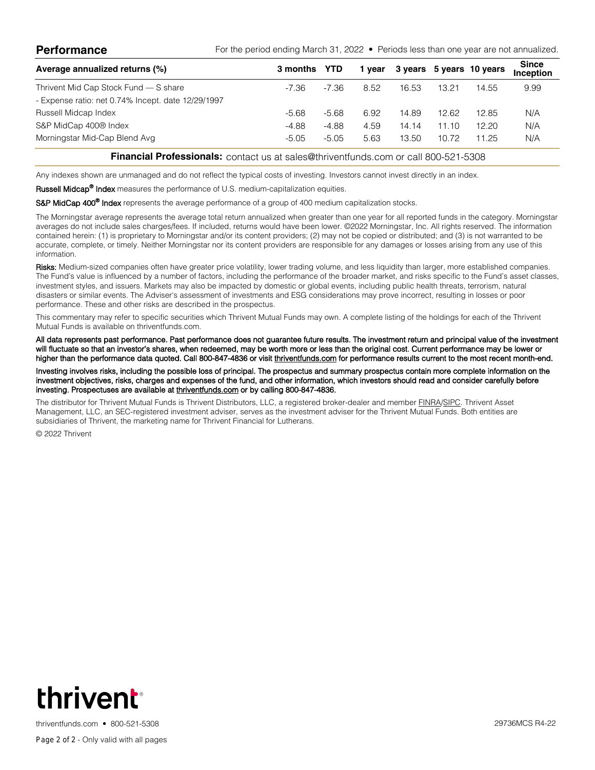## Performance

For the period ending March 31, 2022 • Periods less than one year are not annualized.

| Average annualized returns (%) | 3 months | YTD | 1 year | 3 years | 5 years | 10 years | Since Inception |
|---|---|---|---|---|---|---|---|
| Thrivent Mid Cap Stock Fund — S share | -7.36 | -7.36 | 8.52 | 16.53 | 13.21 | 14.55 | 9.99 |
| - Expense ratio: net 0.74% Incept. date 12/29/1997 | | | | | | | |
| Russell Midcap Index | -5.68 | -5.68 | 6.92 | 14.89 | 12.62 | 12.85 | N/A |
| S&P MidCap 400® Index | -4.88 | -4.88 | 4.59 | 14.14 | 11.10 | 12.20 | N/A |
| Morningstar Mid-Cap Blend Avg | -5.05 | -5.05 | 5.63 | 13.50 | 10.72 | 11.25 | N/A |

**Financial Professionals:** contact us at sales@thriventfunds.com or call 800-521-5308

Any indexes shown are unmanaged and do not reflect the typical costs of investing. Investors cannot invest directly in an index.

**Russell Midcap® Index** measures the performance of U.S. medium-capitalization equities.

**S&P MidCap 400® Index** represents the average performance of a group of 400 medium capitalization stocks.

The Morningstar average represents the average total return annualized when greater than one year for all reported funds in the category. Morningstar averages do not include sales charges/fees. If included, returns would have been lower. ©2022 Morningstar, Inc. All rights reserved. The information contained herein: (1) is proprietary to Morningstar and/or its content providers; (2) may not be copied or distributed; and (3) is not warranted to be accurate, complete, or timely. Neither Morningstar nor its content providers are responsible for any damages or losses arising from any use of this information.

**Risks:** Medium-sized companies often have greater price volatility, lower trading volume, and less liquidity than larger, more established companies. The Fund's value is influenced by a number of factors, including the performance of the broader market, and risks specific to the Fund's asset classes, investment styles, and issuers. Markets may also be impacted by domestic or global events, including public health threats, terrorism, natural disasters or similar events. The Adviser's assessment of investments and ESG considerations may prove incorrect, resulting in losses or poor performance. These and other risks are described in the prospectus.

This commentary may refer to specific securities which Thrivent Mutual Funds may own. A complete listing of the holdings for each of the Thrivent Mutual Funds is available on thriventfunds.com.

**All data represents past performance. Past performance does not guarantee future results. The investment return and principal value of the investment will fluctuate so that an investor's shares, when redeemed, may be worth more or less than the original cost. Current performance may be lower or higher than the performance data quoted. Call 800-847-4836 or visit thriventfunds.com for performance results current to the most recent month-end.**

**Investing involves risks, including the possible loss of principal. The prospectus and summary prospectus contain more complete information on the investment objectives, risks, charges and expenses of the fund, and other information, which investors should read and consider carefully before investing. Prospectuses are available at thriventfunds.com or by calling 800-847-4836.**

The distributor for Thrivent Mutual Funds is Thrivent Distributors, LLC, a registered broker-dealer and member FINRA/SIPC. Thrivent Asset Management, LLC, an SEC-registered investment adviser, serves as the investment adviser for the Thrivent Mutual Funds. Both entities are subsidiaries of Thrivent, the marketing name for Thrivent Financial for Lutherans.

© 2022 Thrivent

thrivent

thriventfunds.com • 800-521-5308

29736MCS R4-22